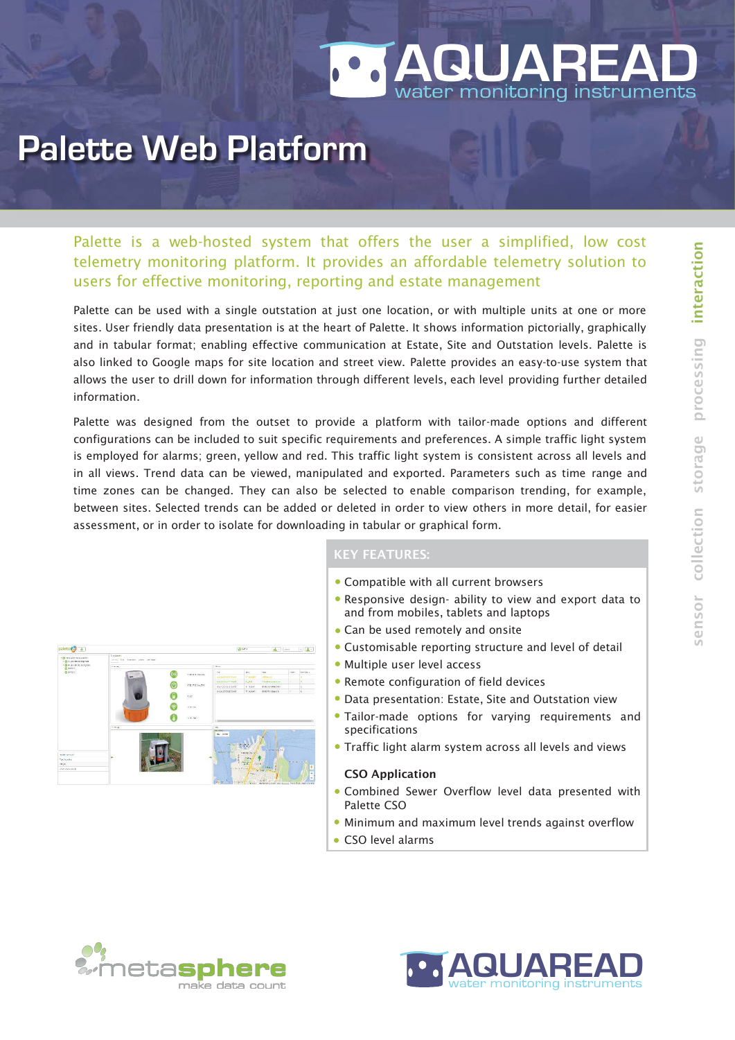# AQUAREAD

water monitoring instruments

# Palette Web Platform

sensor collection storage processing interaction

Palette is a web-hosted system that offers the user a simplified, low cost telemetry monitoring platform. It provides an affordable telemetry solution to users for effective monitoring, reporting and estate management

Palette can be used with a single outstation at just one location, or with multiple units at one or more sites. User friendly data presentation is at the heart of Palette. It shows information pictorially, graphically and in tabular format; enabling effective communication at Estate, Site and Outstation levels. Palette is also linked to Google maps for site location and street view. Palette provides an easy-to-use system that allows the user to drill down for information through different levels, each level providing further detailed information.

Palette was designed from the outset to provide a platform with tailor-made options and different configurations can be included to suit specific requirements and preferences. A simple traffic light system is employed for alarms; green, yellow and red. This traffic light system is consistent across all levels and in all views. Trend data can be viewed, manipulated and exported. Parameters such as time range and time zones can be changed. They can also be selected to enable comparison trending, for example, between sites. Selected trends can be added or deleted in order to view others in more detail, for easier assessment, or in order to isolate for downloading in tabular or graphical form.

## KEY FEATURES:

- Compatible with all current browsers
- Responsive design- ability to view and export data to and from mobiles, tablets and laptops
- Can be used remotely and onsite
- Customisable reporting structure and level of detail
- Multiple user level access
- Remote configuration of field devices
- Data presentation: Estate, Site and Outstation view
- Tailor-made options for varying requirements and specifications
- Traffic light alarm system across all levels and views

### CSO Application

- Combined Sewer Overflow level data presented with Palette CSO
- Minimum and maximum level trends against overflow
- CSO level alarms

metasphere make data count

AQUAREAD water monitoring instruments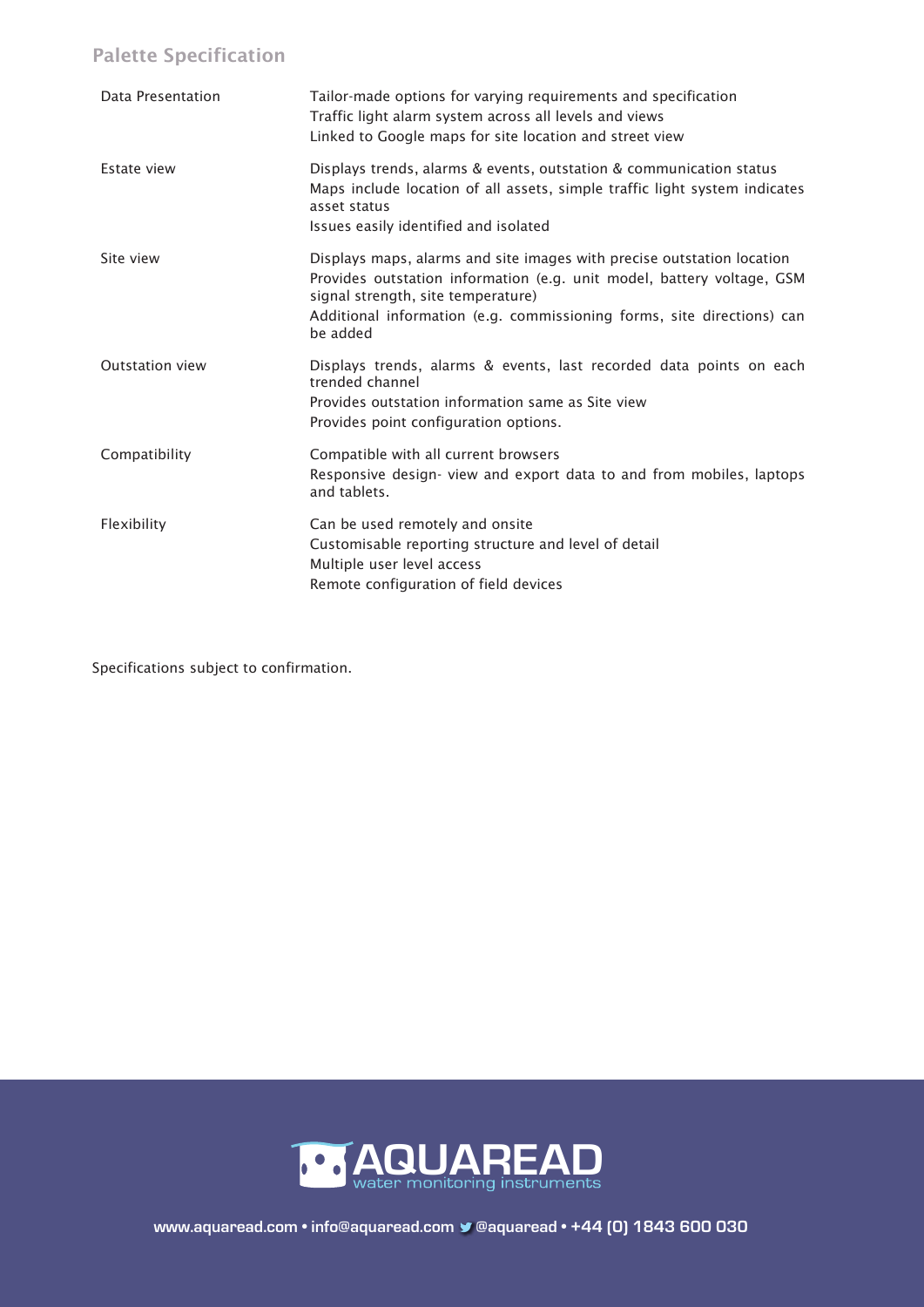## Palette Specification

| | |
|---|---|
| Data Presentation | Tailor-made options for varying requirements and specification<br>Traffic light alarm system across all levels and views<br>Linked to Google maps for site location and street view |
| Estate view | Displays trends, alarms & events, outstation & communication status<br>Maps include location of all assets, simple traffic light system indicates asset status<br>Issues easily identified and isolated |
| Site view | Displays maps, alarms and site images with precise outstation location<br>Provides outstation information (e.g. unit model, battery voltage, GSM signal strength, site temperature)<br>Additional information (e.g. commissioning forms, site directions) can be added |
| Outstation view | Displays trends, alarms & events, last recorded data points on each trended channel<br>Provides outstation information same as Site view<br>Provides point configuration options. |
| Compatibility | Compatible with all current browsers<br>Responsive design- view and export data to and from mobiles, laptops and tablets. |
| Flexibility | Can be used remotely and onsite<br>Customisable reporting structure and level of detail<br>Multiple user level access<br>Remote configuration of field devices |

Specifications subject to confirmation.

AQUAREAD water monitoring instruments

www.aquaread.com • info@aquaread.com • @aquaread • +44 (0) 1843 600 030